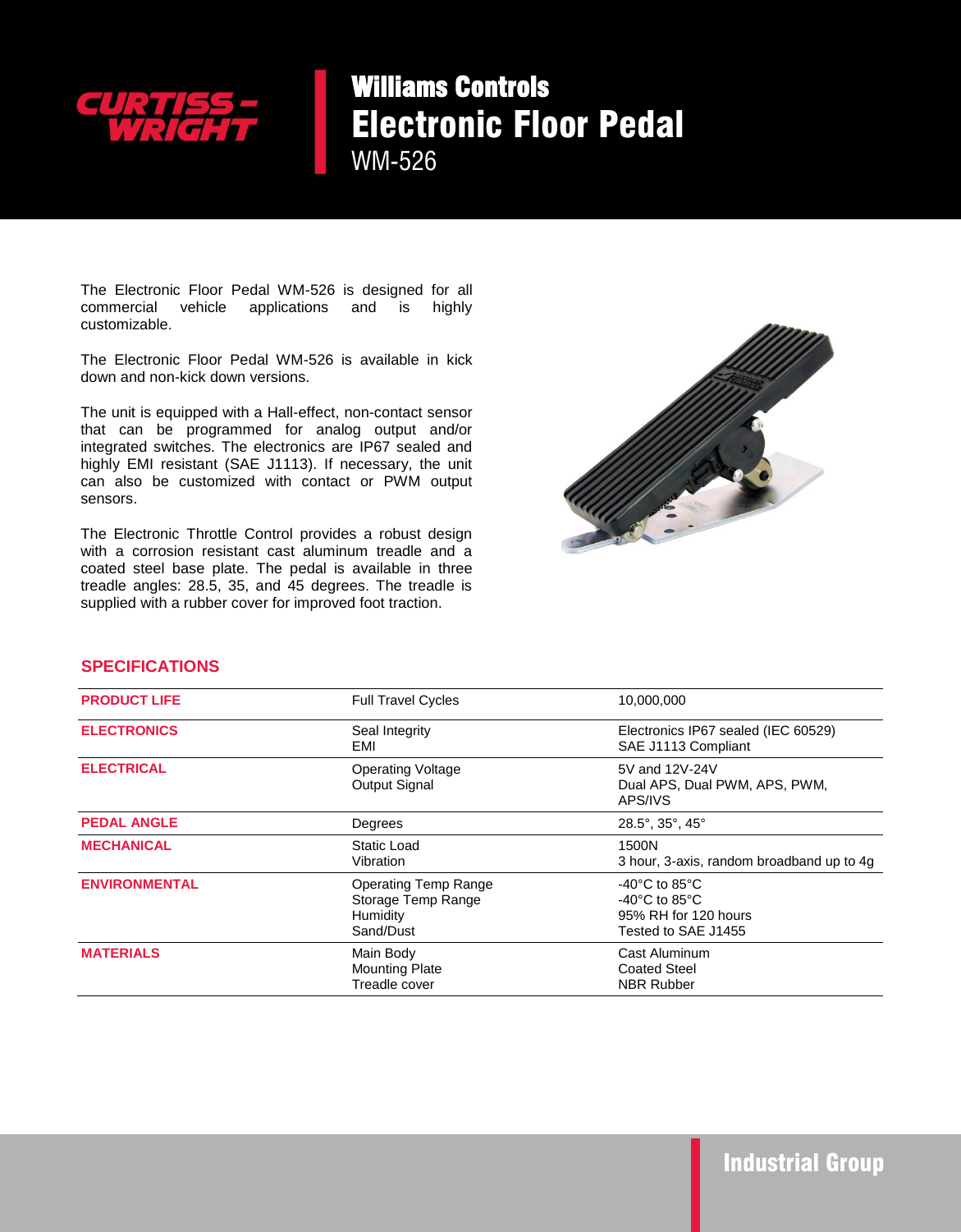CURTISS-WRIGHT

# Williams Controls
# Electronic Floor Pedal
## WM-526

The Electronic Floor Pedal WM-526 is designed for all commercial vehicle applications and is highly customizable.

The Electronic Floor Pedal WM-526 is available in kick down and non-kick down versions.

The unit is equipped with a Hall-effect, non-contact sensor that can be programmed for analog output and/or integrated switches. The electronics are IP67 sealed and highly EMI resistant (SAE J1113). If necessary, the unit can also be customized with contact or PWM output sensors.

The Electronic Throttle Control provides a robust design with a corrosion resistant cast aluminum treadle and a coated steel base plate. The pedal is available in three treadle angles: 28.5, 35, and 45 degrees. The treadle is supplied with a rubber cover for improved foot traction.

## SPECIFICATIONS

| | | |
|---|---|---|
| **PRODUCT LIFE** | Full Travel Cycles | 10,000,000 |
| **ELECTRONICS** | Seal Integrity<br>EMI | Electronics IP67 sealed (IEC 60529)<br>SAE J1113 Compliant |
| **ELECTRICAL** | Operating Voltage<br>Output Signal | 5V and 12V-24V<br>Dual APS, Dual PWM, APS, PWM, APS/IVS |
| **PEDAL ANGLE** | Degrees | 28.5°, 35°, 45° |
| **MECHANICAL** | Static Load<br>Vibration | 1500N<br>3 hour, 3-axis, random broadband up to 4g |
| **ENVIRONMENTAL** | Operating Temp Range<br>Storage Temp Range<br>Humidity<br>Sand/Dust | -40°C to 85°C<br>-40°C to 85°C<br>95% RH for 120 hours<br>Tested to SAE J1455 |
| **MATERIALS** | Main Body<br>Mounting Plate<br>Treadle cover | Cast Aluminum<br>Coated Steel<br>NBR Rubber |

Industrial Group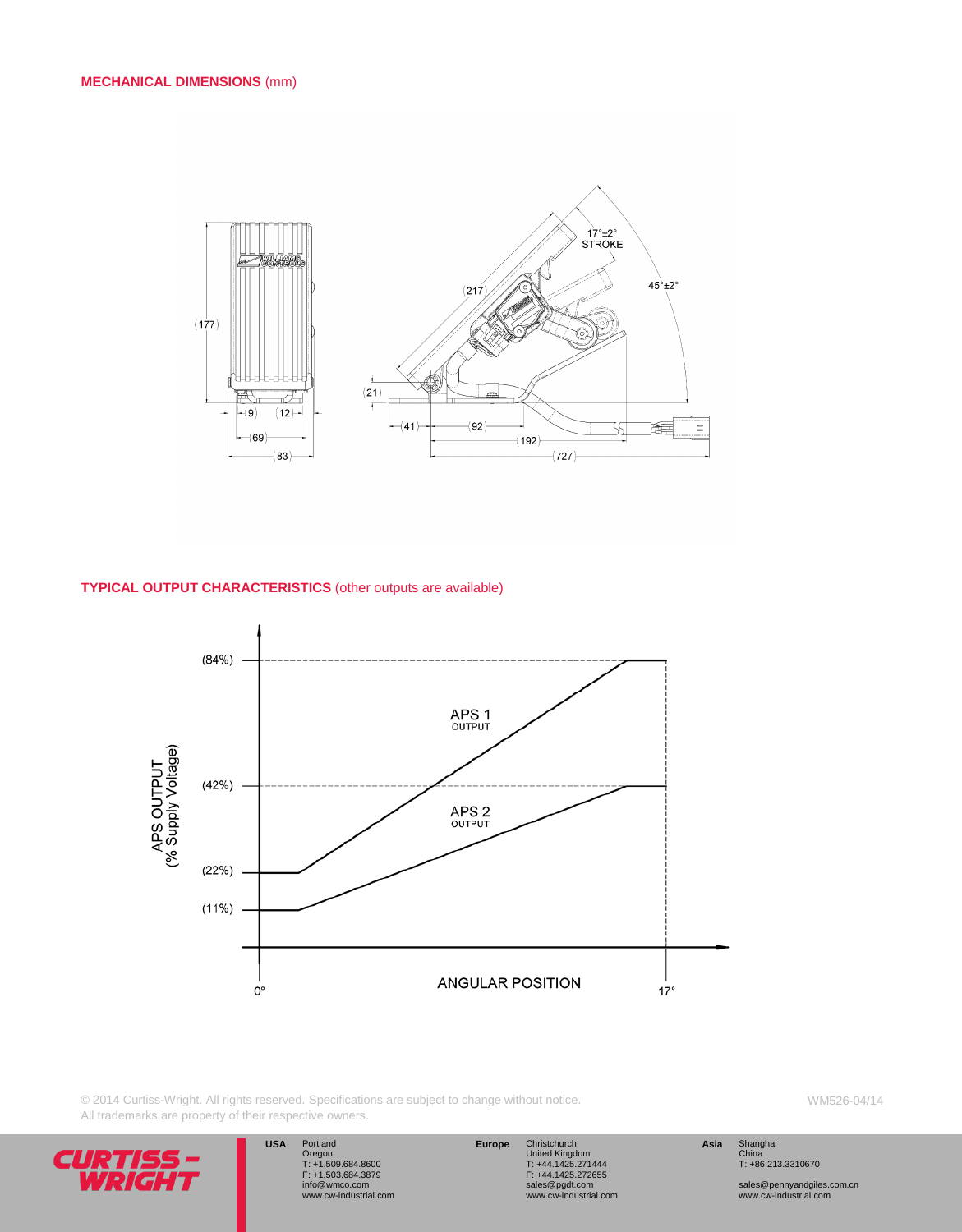## MECHANICAL DIMENSIONS (mm)

(177)
(9)
(12)
(69)
(83)
(217)
17°±2°
STROKE
45°±2°
(21)
(41)
(92)
(192)
(727)

## TYPICAL OUTPUT CHARACTERISTICS (other outputs are available)

APS OUTPUT
(% Supply Voltage)
(84%)
(42%)
(22%)
(11%)
APS 1
OUTPUT
APS 2
OUTPUT
0°
ANGULAR POSITION
17°

© 2014 Curtiss-Wright. All rights reserved. Specifications are subject to change without notice.
All trademarks are property of their respective owners.

WM526-04/14

CURTISS-WRIGHT

**USA**
Portland
Oregon
T: +1.509.684.8600
F: +1.503.684.3879
info@wmco.com
www.cw-industrial.com

**Europe**
Christchurch
United Kingdom
T: +44.1425.271444
F: +44.1425.272655
sales@pgdt.com
www.cw-industrial.com

**Asia**
Shanghai
China
T: +86.213.3310670

sales@pennyandgiles.com.cn
www.cw-industrial.com